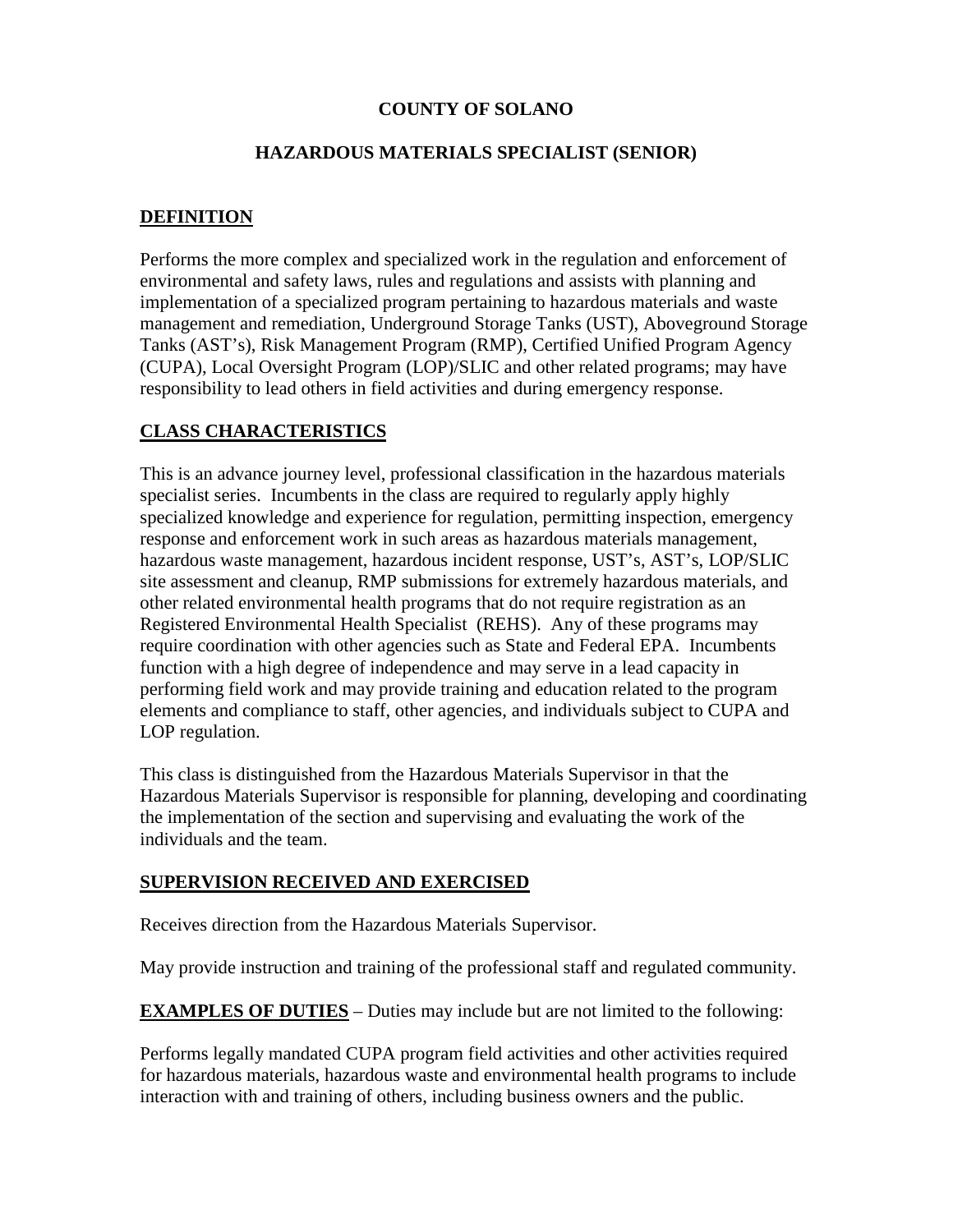# COUNTY OF SOLANO

## HAZARDOUS MATERIALS SPECIALIST (SENIOR)

### DEFINITION

Performs the more complex and specialized work in the regulation and enforcement of environmental and safety laws, rules and regulations and assists with planning and implementation of a specialized program pertaining to hazardous materials and waste management and remediation, Underground Storage Tanks (UST), Aboveground Storage Tanks (AST's), Risk Management Program (RMP), Certified Unified Program Agency (CUPA), Local Oversight Program (LOP)/SLIC and other related programs; may have responsibility to lead others in field activities and during emergency response.

### CLASS CHARACTERISTICS

This is an advance journey level, professional classification in the hazardous materials specialist series. Incumbents in the class are required to regularly apply highly specialized knowledge and experience for regulation, permitting inspection, emergency response and enforcement work in such areas as hazardous materials management, hazardous waste management, hazardous incident response, UST's, AST's, LOP/SLIC site assessment and cleanup, RMP submissions for extremely hazardous materials, and other related environmental health programs that do not require registration as an Registered Environmental Health Specialist (REHS). Any of these programs may require coordination with other agencies such as State and Federal EPA. Incumbents function with a high degree of independence and may serve in a lead capacity in performing field work and may provide training and education related to the program elements and compliance to staff, other agencies, and individuals subject to CUPA and LOP regulation.

This class is distinguished from the Hazardous Materials Supervisor in that the Hazardous Materials Supervisor is responsible for planning, developing and coordinating the implementation of the section and supervising and evaluating the work of the individuals and the team.

### SUPERVISION RECEIVED AND EXERCISED

Receives direction from the Hazardous Materials Supervisor.

May provide instruction and training of the professional staff and regulated community.

**EXAMPLES OF DUTIES** – Duties may include but are not limited to the following:

Performs legally mandated CUPA program field activities and other activities required for hazardous materials, hazardous waste and environmental health programs to include interaction with and training of others, including business owners and the public.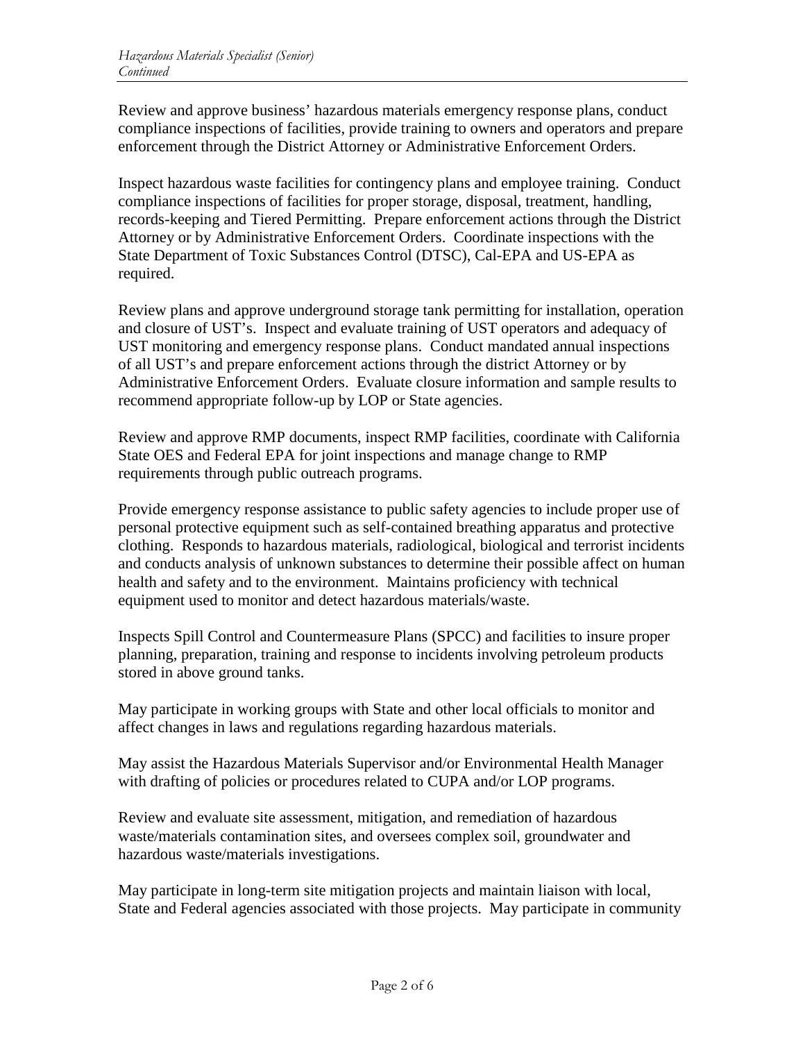Review and approve business' hazardous materials emergency response plans, conduct compliance inspections of facilities, provide training to owners and operators and prepare enforcement through the District Attorney or Administrative Enforcement Orders.

Inspect hazardous waste facilities for contingency plans and employee training. Conduct compliance inspections of facilities for proper storage, disposal, treatment, handling, records-keeping and Tiered Permitting. Prepare enforcement actions through the District Attorney or by Administrative Enforcement Orders. Coordinate inspections with the State Department of Toxic Substances Control (DTSC), Cal-EPA and US-EPA as required.

Review plans and approve underground storage tank permitting for installation, operation and closure of UST's. Inspect and evaluate training of UST operators and adequacy of UST monitoring and emergency response plans. Conduct mandated annual inspections of all UST's and prepare enforcement actions through the district Attorney or by Administrative Enforcement Orders. Evaluate closure information and sample results to recommend appropriate follow-up by LOP or State agencies.

Review and approve RMP documents, inspect RMP facilities, coordinate with California State OES and Federal EPA for joint inspections and manage change to RMP requirements through public outreach programs.

Provide emergency response assistance to public safety agencies to include proper use of personal protective equipment such as self-contained breathing apparatus and protective clothing. Responds to hazardous materials, radiological, biological and terrorist incidents and conducts analysis of unknown substances to determine their possible affect on human health and safety and to the environment. Maintains proficiency with technical equipment used to monitor and detect hazardous materials/waste.

Inspects Spill Control and Countermeasure Plans (SPCC) and facilities to insure proper planning, preparation, training and response to incidents involving petroleum products stored in above ground tanks.

May participate in working groups with State and other local officials to monitor and affect changes in laws and regulations regarding hazardous materials.

May assist the Hazardous Materials Supervisor and/or Environmental Health Manager with drafting of policies or procedures related to CUPA and/or LOP programs.

Review and evaluate site assessment, mitigation, and remediation of hazardous waste/materials contamination sites, and oversees complex soil, groundwater and hazardous waste/materials investigations.

May participate in long-term site mitigation projects and maintain liaison with local, State and Federal agencies associated with those projects. May participate in community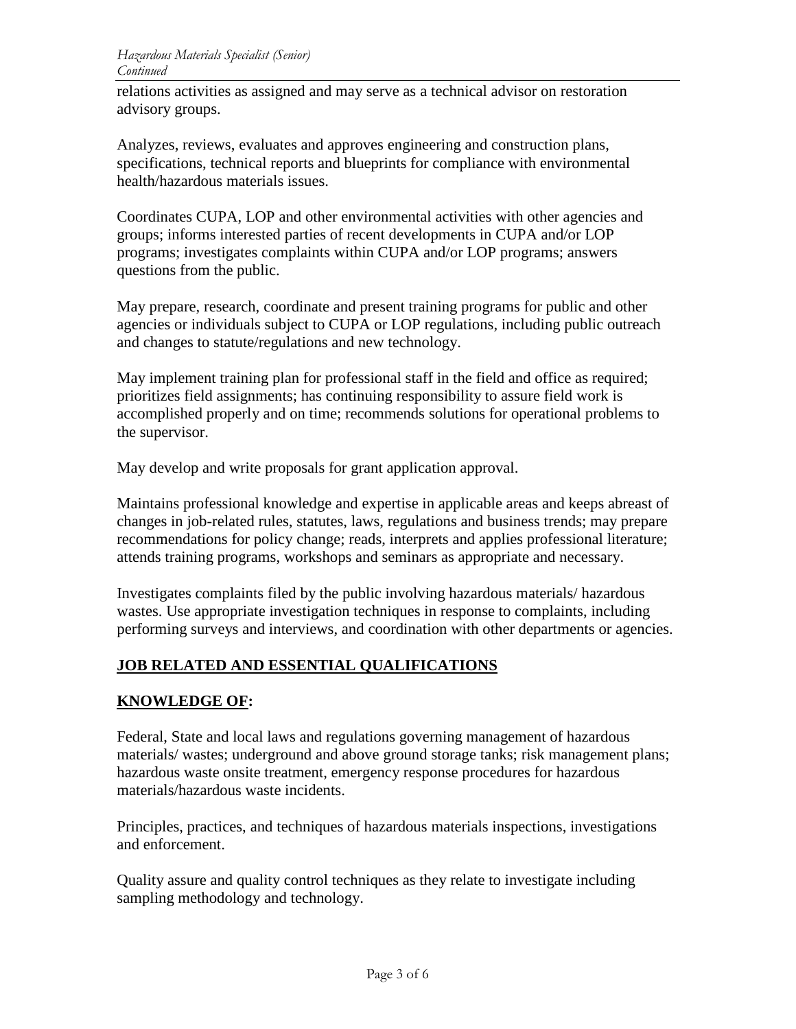relations activities as assigned and may serve as a technical advisor on restoration advisory groups.

Analyzes, reviews, evaluates and approves engineering and construction plans, specifications, technical reports and blueprints for compliance with environmental health/hazardous materials issues.

Coordinates CUPA, LOP and other environmental activities with other agencies and groups; informs interested parties of recent developments in CUPA and/or LOP programs; investigates complaints within CUPA and/or LOP programs; answers questions from the public.

May prepare, research, coordinate and present training programs for public and other agencies or individuals subject to CUPA or LOP regulations, including public outreach and changes to statute/regulations and new technology.

May implement training plan for professional staff in the field and office as required; prioritizes field assignments; has continuing responsibility to assure field work is accomplished properly and on time; recommends solutions for operational problems to the supervisor.

May develop and write proposals for grant application approval.

Maintains professional knowledge and expertise in applicable areas and keeps abreast of changes in job-related rules, statutes, laws, regulations and business trends; may prepare recommendations for policy change; reads, interprets and applies professional literature; attends training programs, workshops and seminars as appropriate and necessary.

Investigates complaints filed by the public involving hazardous materials/ hazardous wastes. Use appropriate investigation techniques in response to complaints, including performing surveys and interviews, and coordination with other departments or agencies.

## JOB RELATED AND ESSENTIAL QUALIFICATIONS

### KNOWLEDGE OF:

Federal, State and local laws and regulations governing management of hazardous materials/ wastes; underground and above ground storage tanks; risk management plans; hazardous waste onsite treatment, emergency response procedures for hazardous materials/hazardous waste incidents.

Principles, practices, and techniques of hazardous materials inspections, investigations and enforcement.

Quality assure and quality control techniques as they relate to investigate including sampling methodology and technology.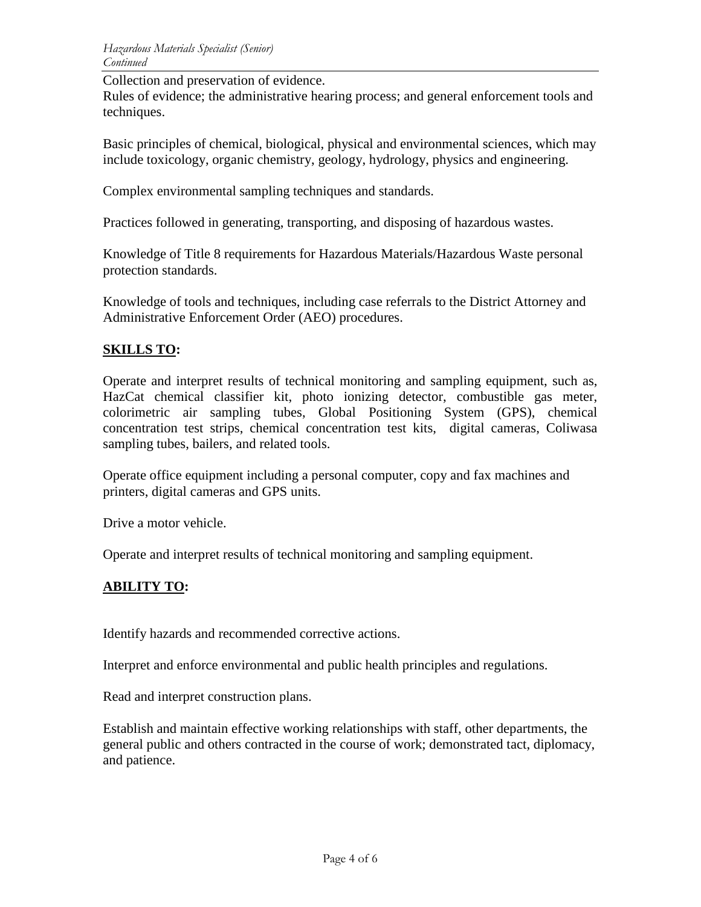Collection and preservation of evidence.
Rules of evidence; the administrative hearing process; and general enforcement tools and techniques.

Basic principles of chemical, biological, physical and environmental sciences, which may include toxicology, organic chemistry, geology, hydrology, physics and engineering.

Complex environmental sampling techniques and standards.

Practices followed in generating, transporting, and disposing of hazardous wastes.

Knowledge of Title 8 requirements for Hazardous Materials/Hazardous Waste personal protection standards.

Knowledge of tools and techniques, including case referrals to the District Attorney and Administrative Enforcement Order (AEO) procedures.

## **SKILLS TO:**

Operate and interpret results of technical monitoring and sampling equipment, such as, HazCat chemical classifier kit, photo ionizing detector, combustible gas meter, colorimetric air sampling tubes, Global Positioning System (GPS), chemical concentration test strips, chemical concentration test kits, digital cameras, Coliwasa sampling tubes, bailers, and related tools.

Operate office equipment including a personal computer, copy and fax machines and printers, digital cameras and GPS units.

Drive a motor vehicle.

Operate and interpret results of technical monitoring and sampling equipment.

## **ABILITY TO:**

Identify hazards and recommended corrective actions.

Interpret and enforce environmental and public health principles and regulations.

Read and interpret construction plans.

Establish and maintain effective working relationships with staff, other departments, the general public and others contracted in the course of work; demonstrated tact, diplomacy, and patience.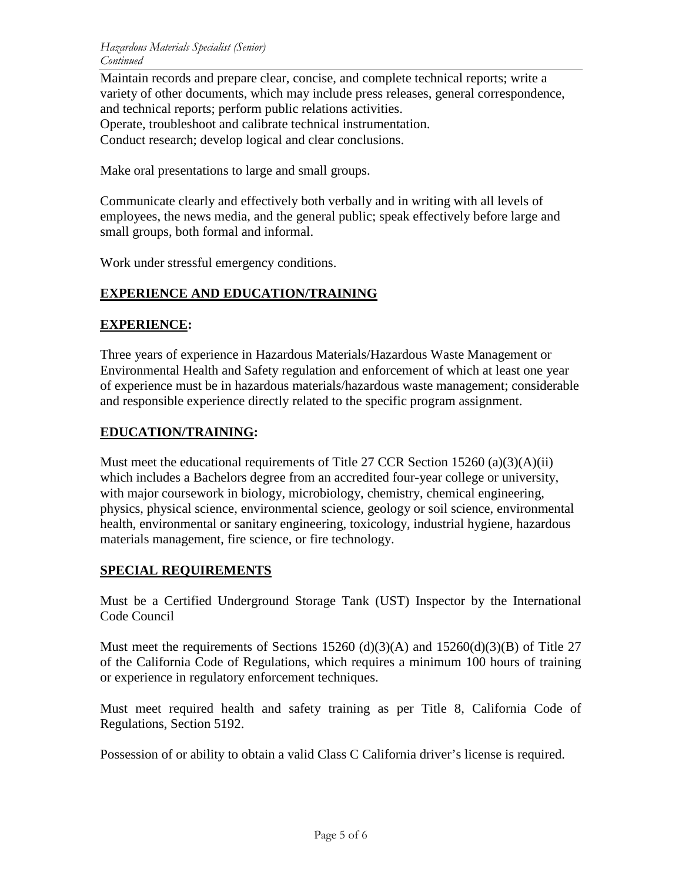Maintain records and prepare clear, concise, and complete technical reports; write a variety of other documents, which may include press releases, general correspondence, and technical reports; perform public relations activities.
Operate, troubleshoot and calibrate technical instrumentation.
Conduct research; develop logical and clear conclusions.

Make oral presentations to large and small groups.

Communicate clearly and effectively both verbally and in writing with all levels of employees, the news media, and the general public; speak effectively before large and small groups, both formal and informal.

Work under stressful emergency conditions.

## EXPERIENCE AND EDUCATION/TRAINING

### EXPERIENCE:

Three years of experience in Hazardous Materials/Hazardous Waste Management or Environmental Health and Safety regulation and enforcement of which at least one year of experience must be in hazardous materials/hazardous waste management; considerable and responsible experience directly related to the specific program assignment.

### EDUCATION/TRAINING:

Must meet the educational requirements of Title 27 CCR Section 15260 (a)(3)(A)(ii) which includes a Bachelors degree from an accredited four-year college or university, with major coursework in biology, microbiology, chemistry, chemical engineering, physics, physical science, environmental science, geology or soil science, environmental health, environmental or sanitary engineering, toxicology, industrial hygiene, hazardous materials management, fire science, or fire technology.

## SPECIAL REQUIREMENTS

Must be a Certified Underground Storage Tank (UST) Inspector by the International Code Council

Must meet the requirements of Sections 15260 (d)(3)(A) and 15260(d)(3)(B) of Title 27 of the California Code of Regulations, which requires a minimum 100 hours of training or experience in regulatory enforcement techniques.

Must meet required health and safety training as per Title 8, California Code of Regulations, Section 5192.

Possession of or ability to obtain a valid Class C California driver's license is required.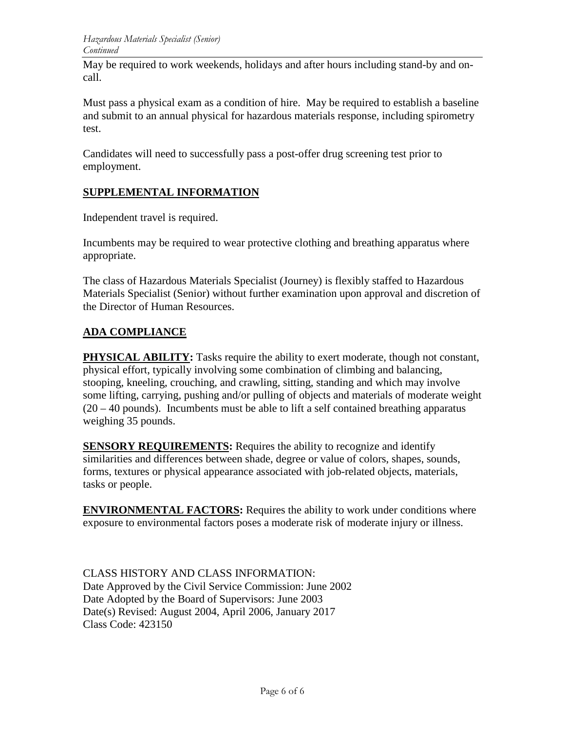May be required to work weekends, holidays and after hours including stand-by and on-call.

Must pass a physical exam as a condition of hire. May be required to establish a baseline and submit to an annual physical for hazardous materials response, including spirometry test.

Candidates will need to successfully pass a post-offer drug screening test prior to employment.

## SUPPLEMENTAL INFORMATION

Independent travel is required.

Incumbents may be required to wear protective clothing and breathing apparatus where appropriate.

The class of Hazardous Materials Specialist (Journey) is flexibly staffed to Hazardous Materials Specialist (Senior) without further examination upon approval and discretion of the Director of Human Resources.

## ADA COMPLIANCE

**PHYSICAL ABILITY:** Tasks require the ability to exert moderate, though not constant, physical effort, typically involving some combination of climbing and balancing, stooping, kneeling, crouching, and crawling, sitting, standing and which may involve some lifting, carrying, pushing and/or pulling of objects and materials of moderate weight (20 – 40 pounds). Incumbents must be able to lift a self contained breathing apparatus weighing 35 pounds.

**SENSORY REQUIREMENTS:** Requires the ability to recognize and identify similarities and differences between shade, degree or value of colors, shapes, sounds, forms, textures or physical appearance associated with job-related objects, materials, tasks or people.

**ENVIRONMENTAL FACTORS:** Requires the ability to work under conditions where exposure to environmental factors poses a moderate risk of moderate injury or illness.

CLASS HISTORY AND CLASS INFORMATION:
Date Approved by the Civil Service Commission: June 2002
Date Adopted by the Board of Supervisors: June 2003
Date(s) Revised: August 2004, April 2006, January 2017
Class Code: 423150